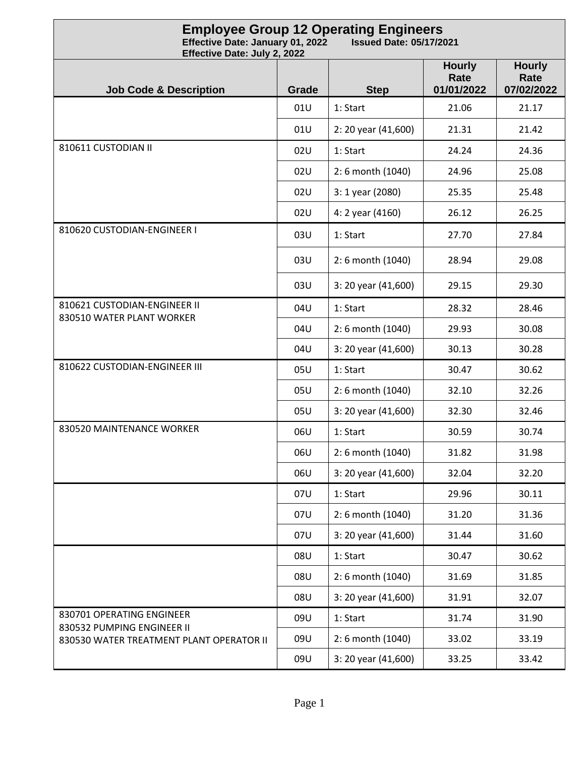# Employee Group 12 Operating Engineers

**Effective Date: January 01, 2022 Issued Date: 05/17/2021**
**Effective Date: July 2, 2022**

| Job Code & Description | Grade | Step | Hourly Rate 01/01/2022 | Hourly Rate 07/02/2022 |
|---|---|---|---|---|
| | 01U | 1: Start | 21.06 | 21.17 |
| | 01U | 2: 20 year (41,600) | 21.31 | 21.42 |
| 810611 CUSTODIAN II | 02U | 1: Start | 24.24 | 24.36 |
| | 02U | 2: 6 month (1040) | 24.96 | 25.08 |
| | 02U | 3: 1 year (2080) | 25.35 | 25.48 |
| | 02U | 4: 2 year (4160) | 26.12 | 26.25 |
| 810620 CUSTODIAN-ENGINEER I | 03U | 1: Start | 27.70 | 27.84 |
| | 03U | 2: 6 month (1040) | 28.94 | 29.08 |
| | 03U | 3: 20 year (41,600) | 29.15 | 29.30 |
| 810621 CUSTODIAN-ENGINEER II<br>830510 WATER PLANT WORKER | 04U | 1: Start | 28.32 | 28.46 |
| | 04U | 2: 6 month (1040) | 29.93 | 30.08 |
| | 04U | 3: 20 year (41,600) | 30.13 | 30.28 |
| 810622 CUSTODIAN-ENGINEER III | 05U | 1: Start | 30.47 | 30.62 |
| | 05U | 2: 6 month (1040) | 32.10 | 32.26 |
| | 05U | 3: 20 year (41,600) | 32.30 | 32.46 |
| 830520 MAINTENANCE WORKER | 06U | 1: Start | 30.59 | 30.74 |
| | 06U | 2: 6 month (1040) | 31.82 | 31.98 |
| | 06U | 3: 20 year (41,600) | 32.04 | 32.20 |
| | 07U | 1: Start | 29.96 | 30.11 |
| | 07U | 2: 6 month (1040) | 31.20 | 31.36 |
| | 07U | 3: 20 year (41,600) | 31.44 | 31.60 |
| | 08U | 1: Start | 30.47 | 30.62 |
| | 08U | 2: 6 month (1040) | 31.69 | 31.85 |
| | 08U | 3: 20 year (41,600) | 31.91 | 32.07 |
| 830701 OPERATING ENGINEER<br>830532 PUMPING ENGINEER II<br>830530 WATER TREATMENT PLANT OPERATOR II | 09U | 1: Start | 31.74 | 31.90 |
| | 09U | 2: 6 month (1040) | 33.02 | 33.19 |
| | 09U | 3: 20 year (41,600) | 33.25 | 33.42 |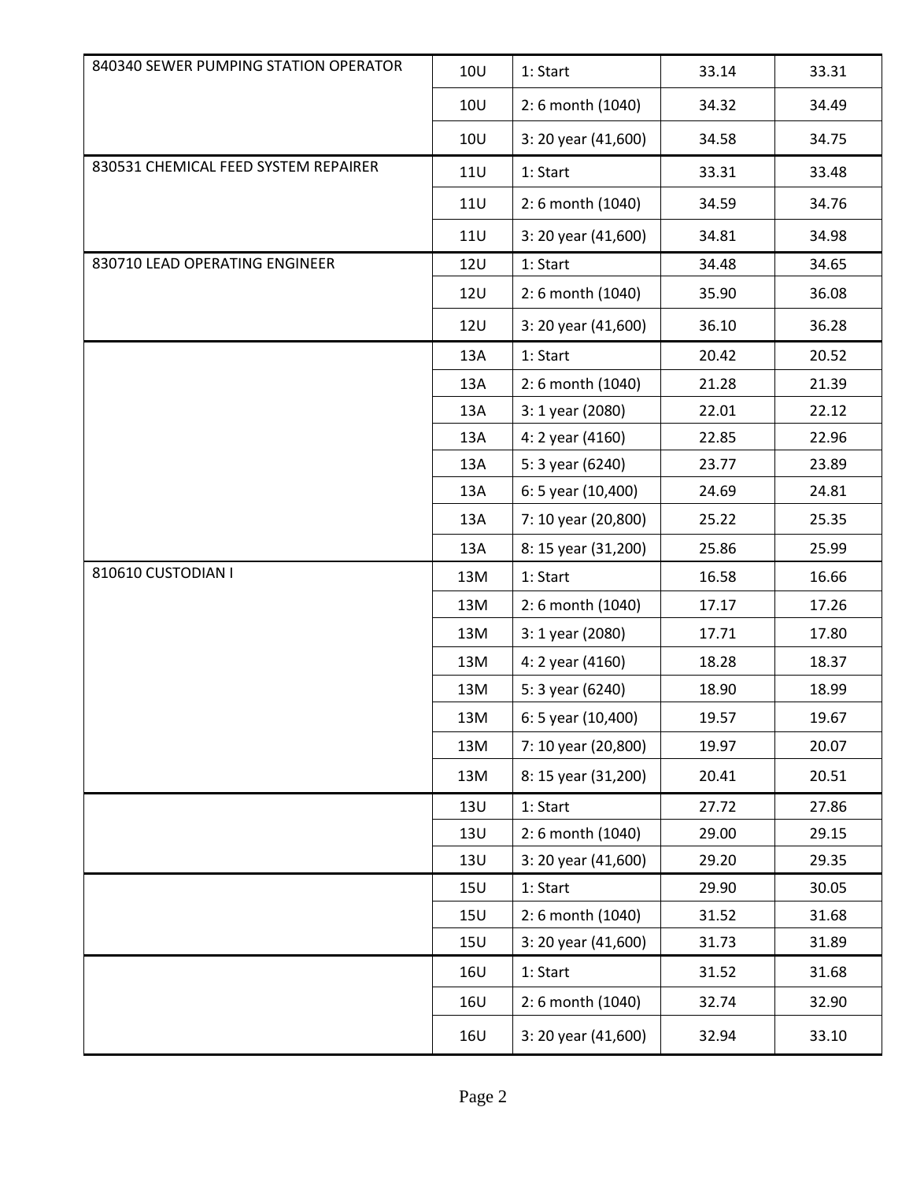| | | | | |
|---|---|---|---|---|
| 840340 SEWER PUMPING STATION OPERATOR | 10U | 1: Start | 33.14 | 33.31 |
| | 10U | 2: 6 month (1040) | 34.32 | 34.49 |
| | 10U | 3: 20 year (41,600) | 34.58 | 34.75 |
| 830531 CHEMICAL FEED SYSTEM REPAIRER | 11U | 1: Start | 33.31 | 33.48 |
| | 11U | 2: 6 month (1040) | 34.59 | 34.76 |
| | 11U | 3: 20 year (41,600) | 34.81 | 34.98 |
| 830710 LEAD OPERATING ENGINEER | 12U | 1: Start | 34.48 | 34.65 |
| | 12U | 2: 6 month (1040) | 35.90 | 36.08 |
| | 12U | 3: 20 year (41,600) | 36.10 | 36.28 |
| | 13A | 1: Start | 20.42 | 20.52 |
| | 13A | 2: 6 month (1040) | 21.28 | 21.39 |
| | 13A | 3: 1 year (2080) | 22.01 | 22.12 |
| | 13A | 4: 2 year (4160) | 22.85 | 22.96 |
| | 13A | 5: 3 year (6240) | 23.77 | 23.89 |
| | 13A | 6: 5 year (10,400) | 24.69 | 24.81 |
| | 13A | 7: 10 year (20,800) | 25.22 | 25.35 |
| | 13A | 8: 15 year (31,200) | 25.86 | 25.99 |
| 810610 CUSTODIAN I | 13M | 1: Start | 16.58 | 16.66 |
| | 13M | 2: 6 month (1040) | 17.17 | 17.26 |
| | 13M | 3: 1 year (2080) | 17.71 | 17.80 |
| | 13M | 4: 2 year (4160) | 18.28 | 18.37 |
| | 13M | 5: 3 year (6240) | 18.90 | 18.99 |
| | 13M | 6: 5 year (10,400) | 19.57 | 19.67 |
| | 13M | 7: 10 year (20,800) | 19.97 | 20.07 |
| | 13M | 8: 15 year (31,200) | 20.41 | 20.51 |
| | 13U | 1: Start | 27.72 | 27.86 |
| | 13U | 2: 6 month (1040) | 29.00 | 29.15 |
| | 13U | 3: 20 year (41,600) | 29.20 | 29.35 |
| | 15U | 1: Start | 29.90 | 30.05 |
| | 15U | 2: 6 month (1040) | 31.52 | 31.68 |
| | 15U | 3: 20 year (41,600) | 31.73 | 31.89 |
| | 16U | 1: Start | 31.52 | 31.68 |
| | 16U | 2: 6 month (1040) | 32.74 | 32.90 |
| | 16U | 3: 20 year (41,600) | 32.94 | 33.10 |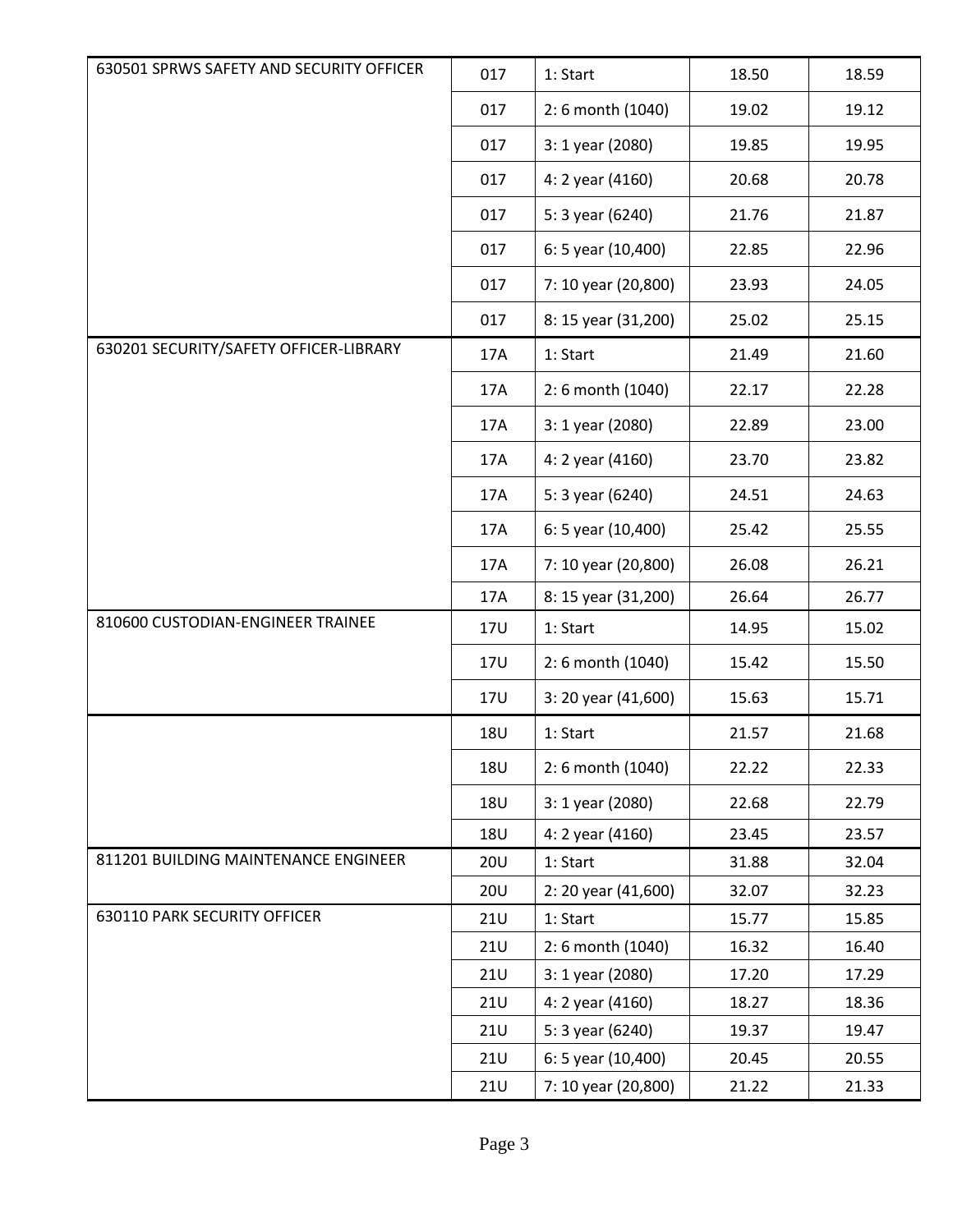| | | | | |
|---|---|---|---|---|
| 630501 SPRWS SAFETY AND SECURITY OFFICER | 017 | 1: Start | 18.50 | 18.59 |
| | 017 | 2: 6 month (1040) | 19.02 | 19.12 |
| | 017 | 3: 1 year (2080) | 19.85 | 19.95 |
| | 017 | 4: 2 year (4160) | 20.68 | 20.78 |
| | 017 | 5: 3 year (6240) | 21.76 | 21.87 |
| | 017 | 6: 5 year (10,400) | 22.85 | 22.96 |
| | 017 | 7: 10 year (20,800) | 23.93 | 24.05 |
| | 017 | 8: 15 year (31,200) | 25.02 | 25.15 |
| 630201 SECURITY/SAFETY OFFICER-LIBRARY | 17A | 1: Start | 21.49 | 21.60 |
| | 17A | 2: 6 month (1040) | 22.17 | 22.28 |
| | 17A | 3: 1 year (2080) | 22.89 | 23.00 |
| | 17A | 4: 2 year (4160) | 23.70 | 23.82 |
| | 17A | 5: 3 year (6240) | 24.51 | 24.63 |
| | 17A | 6: 5 year (10,400) | 25.42 | 25.55 |
| | 17A | 7: 10 year (20,800) | 26.08 | 26.21 |
| | 17A | 8: 15 year (31,200) | 26.64 | 26.77 |
| 810600 CUSTODIAN-ENGINEER TRAINEE | 17U | 1: Start | 14.95 | 15.02 |
| | 17U | 2: 6 month (1040) | 15.42 | 15.50 |
| | 17U | 3: 20 year (41,600) | 15.63 | 15.71 |
| | 18U | 1: Start | 21.57 | 21.68 |
| | 18U | 2: 6 month (1040) | 22.22 | 22.33 |
| | 18U | 3: 1 year (2080) | 22.68 | 22.79 |
| | 18U | 4: 2 year (4160) | 23.45 | 23.57 |
| 811201 BUILDING MAINTENANCE ENGINEER | 20U | 1: Start | 31.88 | 32.04 |
| | 20U | 2: 20 year (41,600) | 32.07 | 32.23 |
| 630110 PARK SECURITY OFFICER | 21U | 1: Start | 15.77 | 15.85 |
| | 21U | 2: 6 month (1040) | 16.32 | 16.40 |
| | 21U | 3: 1 year (2080) | 17.20 | 17.29 |
| | 21U | 4: 2 year (4160) | 18.27 | 18.36 |
| | 21U | 5: 3 year (6240) | 19.37 | 19.47 |
| | 21U | 6: 5 year (10,400) | 20.45 | 20.55 |
| | 21U | 7: 10 year (20,800) | 21.22 | 21.33 |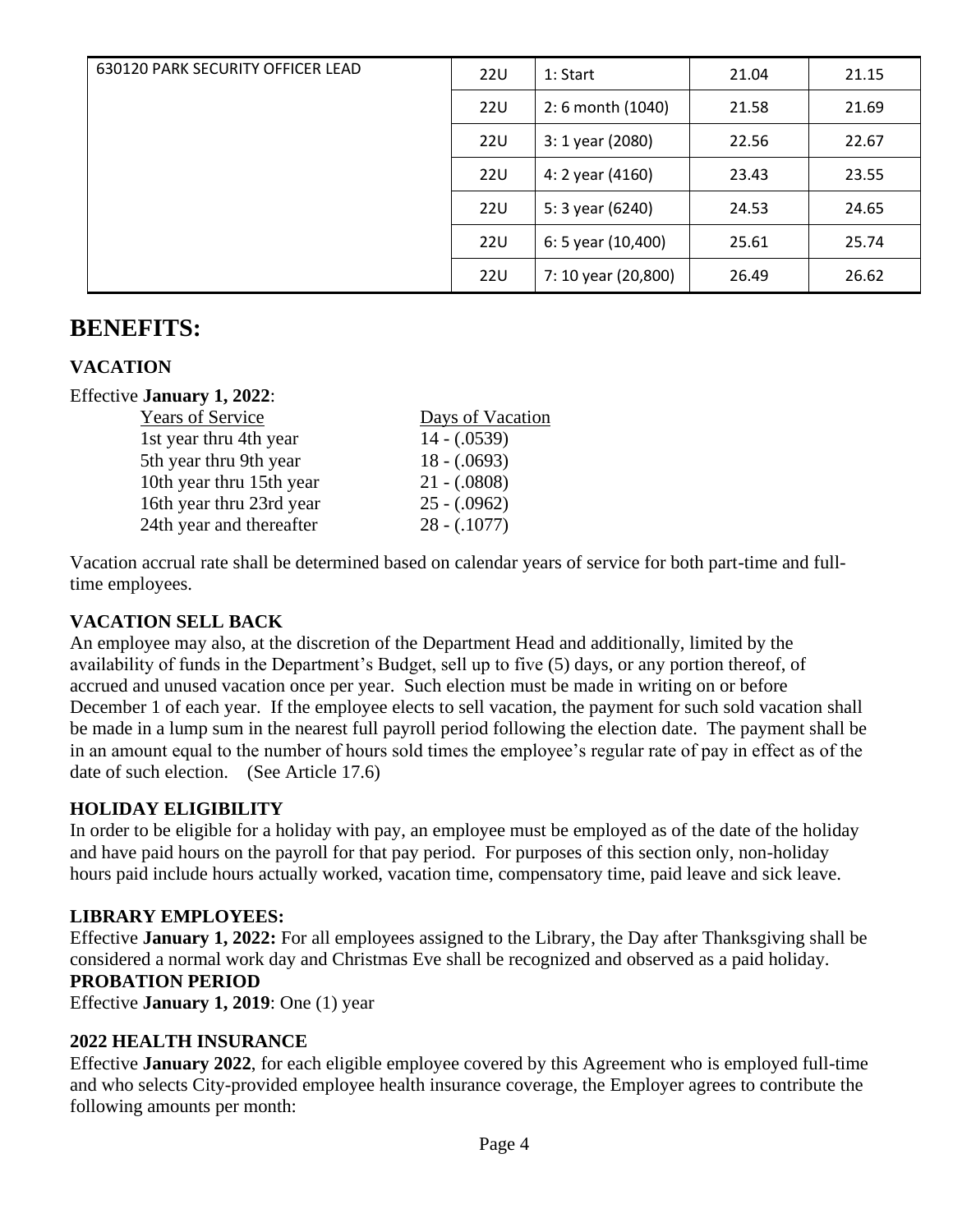| 630120 PARK SECURITY OFFICER LEAD | 22U | 1: Start | 21.04 | 21.15 |
|---|---|---|---|---|
| | 22U | 2: 6 month (1040) | 21.58 | 21.69 |
| | 22U | 3: 1 year (2080) | 22.56 | 22.67 |
| | 22U | 4: 2 year (4160) | 23.43 | 23.55 |
| | 22U | 5: 3 year (6240) | 24.53 | 24.65 |
| | 22U | 6: 5 year (10,400) | 25.61 | 25.74 |
| | 22U | 7: 10 year (20,800) | 26.49 | 26.62 |

# BENEFITS:

### VACATION

Effective **January 1, 2022**:

| Years of Service | Days of Vacation |
|---|---|
| 1st year thru 4th year | 14 - (.0539) |
| 5th year thru 9th year | 18 - (.0693) |
| 10th year thru 15th year | 21 - (.0808) |
| 16th year thru 23rd year | 25 - (.0962) |
| 24th year and thereafter | 28 - (.1077) |

Vacation accrual rate shall be determined based on calendar years of service for both part-time and full-time employees.

### VACATION SELL BACK

An employee may also, at the discretion of the Department Head and additionally, limited by the availability of funds in the Department's Budget, sell up to five (5) days, or any portion thereof, of accrued and unused vacation once per year. Such election must be made in writing on or before December 1 of each year. If the employee elects to sell vacation, the payment for such sold vacation shall be made in a lump sum in the nearest full payroll period following the election date. The payment shall be in an amount equal to the number of hours sold times the employee's regular rate of pay in effect as of the date of such election. (See Article 17.6)

### HOLIDAY ELIGIBILITY

In order to be eligible for a holiday with pay, an employee must be employed as of the date of the holiday and have paid hours on the payroll for that pay period. For purposes of this section only, non-holiday hours paid include hours actually worked, vacation time, compensatory time, paid leave and sick leave.

### LIBRARY EMPLOYEES:

Effective **January 1, 2022:** For all employees assigned to the Library, the Day after Thanksgiving shall be considered a normal work day and Christmas Eve shall be recognized and observed as a paid holiday.

### PROBATION PERIOD

Effective **January 1, 2019**: One (1) year

### 2022 HEALTH INSURANCE

Effective **January 2022**, for each eligible employee covered by this Agreement who is employed full-time and who selects City-provided employee health insurance coverage, the Employer agrees to contribute the following amounts per month: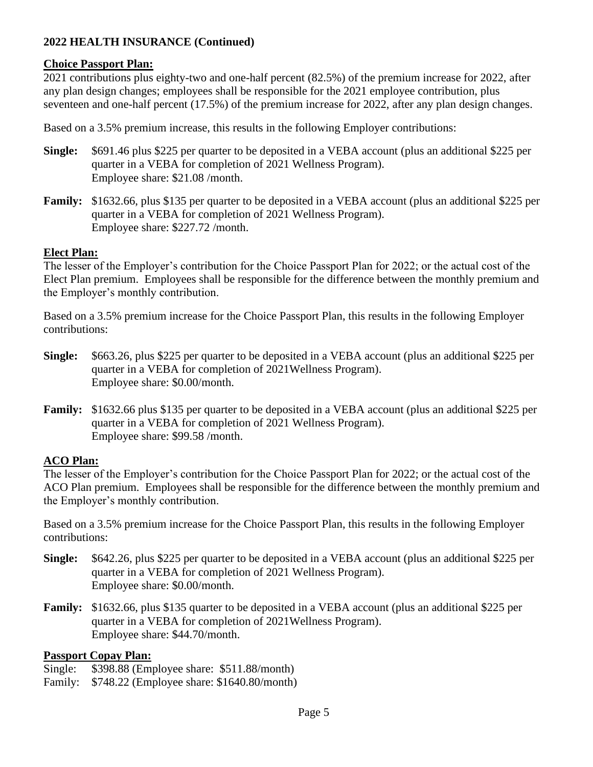## 2022 HEALTH INSURANCE (Continued)

### Choice Passport Plan:

2021 contributions plus eighty-two and one-half percent (82.5%) of the premium increase for 2022, after any plan design changes; employees shall be responsible for the 2021 employee contribution, plus seventeen and one-half percent (17.5%) of the premium increase for 2022, after any plan design changes.

Based on a 3.5% premium increase, this results in the following Employer contributions:

**Single:** $691.46 plus $225 per quarter to be deposited in a VEBA account (plus an additional $225 per quarter in a VEBA for completion of 2021 Wellness Program).
Employee share: $21.08 /month.

**Family:** $1632.66, plus $135 per quarter to be deposited in a VEBA account (plus an additional $225 per quarter in a VEBA for completion of 2021 Wellness Program).
Employee share: $227.72 /month.

### Elect Plan:

The lesser of the Employer's contribution for the Choice Passport Plan for 2022; or the actual cost of the Elect Plan premium. Employees shall be responsible for the difference between the monthly premium and the Employer's monthly contribution.

Based on a 3.5% premium increase for the Choice Passport Plan, this results in the following Employer contributions:

**Single:** $663.26, plus $225 per quarter to be deposited in a VEBA account (plus an additional $225 per quarter in a VEBA for completion of 2021Wellness Program).
Employee share: $0.00/month.

**Family:** $1632.66 plus $135 per quarter to be deposited in a VEBA account (plus an additional $225 per quarter in a VEBA for completion of 2021 Wellness Program).
Employee share: $99.58 /month.

### ACO Plan:

The lesser of the Employer's contribution for the Choice Passport Plan for 2022; or the actual cost of the ACO Plan premium. Employees shall be responsible for the difference between the monthly premium and the Employer's monthly contribution.

Based on a 3.5% premium increase for the Choice Passport Plan, this results in the following Employer contributions:

**Single:** $642.26, plus $225 per quarter to be deposited in a VEBA account (plus an additional $225 per quarter in a VEBA for completion of 2021 Wellness Program).
Employee share: $0.00/month.

**Family:** $1632.66, plus $135 quarter to be deposited in a VEBA account (plus an additional $225 per quarter in a VEBA for completion of 2021Wellness Program).
Employee share: $44.70/month.

### Passport Copay Plan:

Single: $398.88 (Employee share: $511.88/month)
Family: $748.22 (Employee share: $1640.80/month)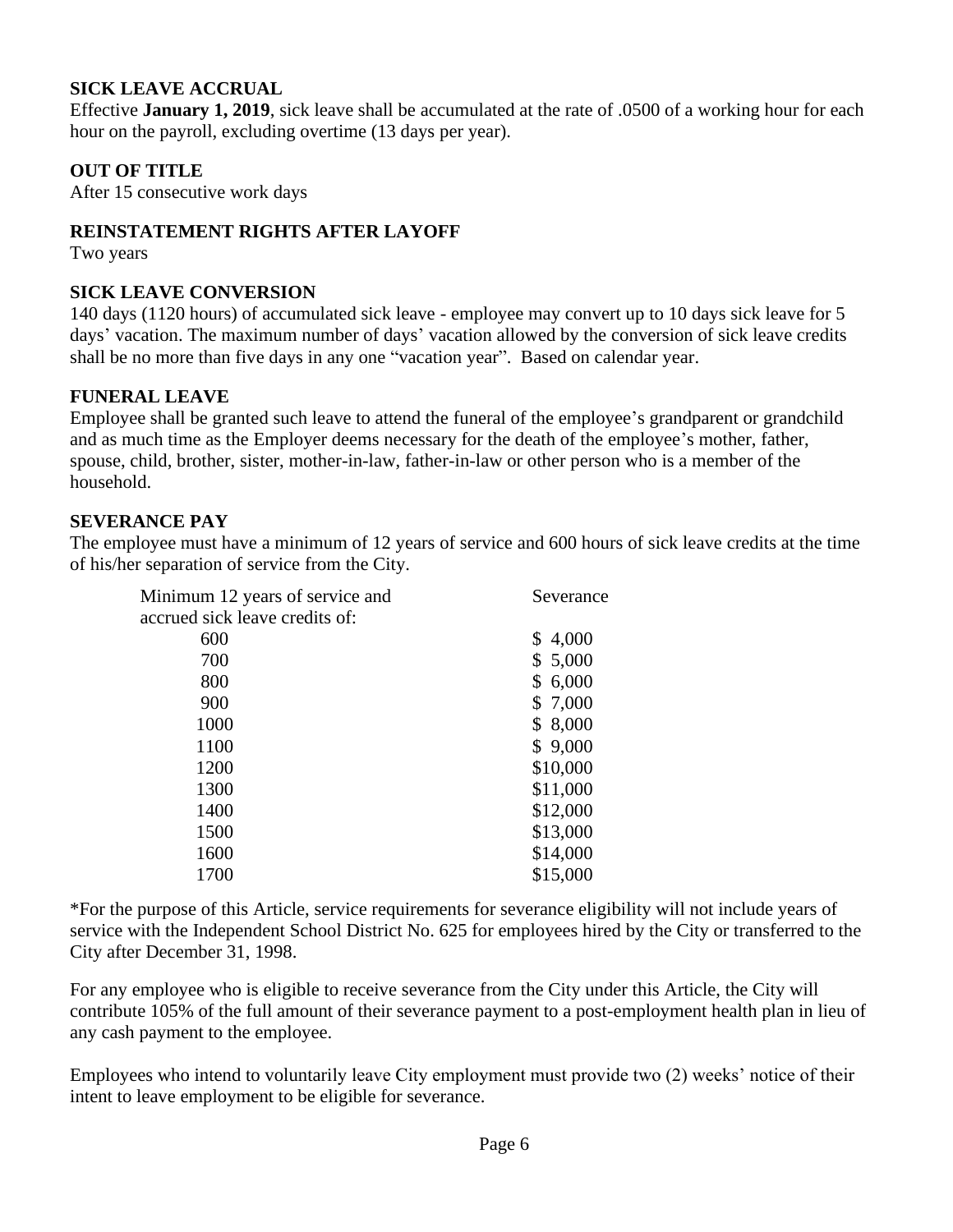### SICK LEAVE ACCRUAL

Effective **January 1, 2019**, sick leave shall be accumulated at the rate of .0500 of a working hour for each hour on the payroll, excluding overtime (13 days per year).

### OUT OF TITLE

After 15 consecutive work days

### REINSTATEMENT RIGHTS AFTER LAYOFF

Two years

### SICK LEAVE CONVERSION

140 days (1120 hours) of accumulated sick leave - employee may convert up to 10 days sick leave for 5 days' vacation. The maximum number of days' vacation allowed by the conversion of sick leave credits shall be no more than five days in any one "vacation year". Based on calendar year.

### FUNERAL LEAVE

Employee shall be granted such leave to attend the funeral of the employee's grandparent or grandchild and as much time as the Employer deems necessary for the death of the employee's mother, father, spouse, child, brother, sister, mother-in-law, father-in-law or other person who is a member of the household.

### SEVERANCE PAY

The employee must have a minimum of 12 years of service and 600 hours of sick leave credits at the time of his/her separation of service from the City.

| Minimum 12 years of service and accrued sick leave credits of: | Severance |
|---|---|
| 600 | $ 4,000 |
| 700 | $ 5,000 |
| 800 | $ 6,000 |
| 900 | $ 7,000 |
| 1000 | $ 8,000 |
| 1100 | $ 9,000 |
| 1200 | $10,000 |
| 1300 | $11,000 |
| 1400 | $12,000 |
| 1500 | $13,000 |
| 1600 | $14,000 |
| 1700 | $15,000 |

*For the purpose of this Article, service requirements for severance eligibility will not include years of service with the Independent School District No. 625 for employees hired by the City or transferred to the City after December 31, 1998.

For any employee who is eligible to receive severance from the City under this Article, the City will contribute 105% of the full amount of their severance payment to a post-employment health plan in lieu of any cash payment to the employee.

Employees who intend to voluntarily leave City employment must provide two (2) weeks' notice of their intent to leave employment to be eligible for severance.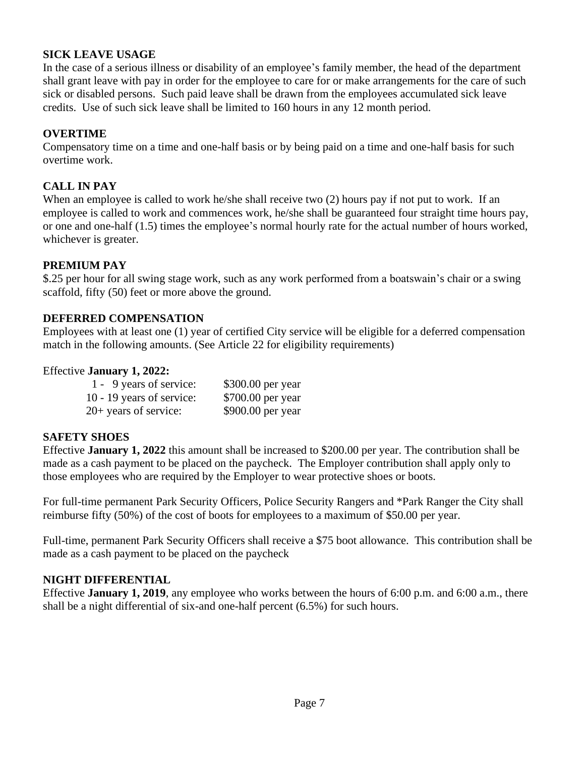**SICK LEAVE USAGE**
In the case of a serious illness or disability of an employee's family member, the head of the department shall grant leave with pay in order for the employee to care for or make arrangements for the care of such sick or disabled persons. Such paid leave shall be drawn from the employees accumulated sick leave credits. Use of such sick leave shall be limited to 160 hours in any 12 month period.

**OVERTIME**
Compensatory time on a time and one-half basis or by being paid on a time and one-half basis for such overtime work.

**CALL IN PAY**
When an employee is called to work he/she shall receive two (2) hours pay if not put to work. If an employee is called to work and commences work, he/she shall be guaranteed four straight time hours pay, or one and one-half (1.5) times the employee's normal hourly rate for the actual number of hours worked, whichever is greater.

**PREMIUM PAY**
$.25 per hour for all swing stage work, such as any work performed from a boatswain's chair or a swing scaffold, fifty (50) feet or more above the ground.

**DEFERRED COMPENSATION**
Employees with at least one (1) year of certified City service will be eligible for a deferred compensation match in the following amounts. (See Article 22 for eligibility requirements)

Effective **January 1, 2022:**

| | |
|---|---|
| 1 - 9 years of service: | $300.00 per year |
| 10 - 19 years of service: | $700.00 per year |
| 20+ years of service: | $900.00 per year |

**SAFETY SHOES**
Effective **January 1, 2022** this amount shall be increased to $200.00 per year. The contribution shall be made as a cash payment to be placed on the paycheck. The Employer contribution shall apply only to those employees who are required by the Employer to wear protective shoes or boots.

For full-time permanent Park Security Officers, Police Security Rangers and *Park Ranger the City shall reimburse fifty (50%) of the cost of boots for employees to a maximum of $50.00 per year.

Full-time, permanent Park Security Officers shall receive a $75 boot allowance. This contribution shall be made as a cash payment to be placed on the paycheck

**NIGHT DIFFERENTIAL**
Effective **January 1, 2019**, any employee who works between the hours of 6:00 p.m. and 6:00 a.m., there shall be a night differential of six-and one-half percent (6.5%) for such hours.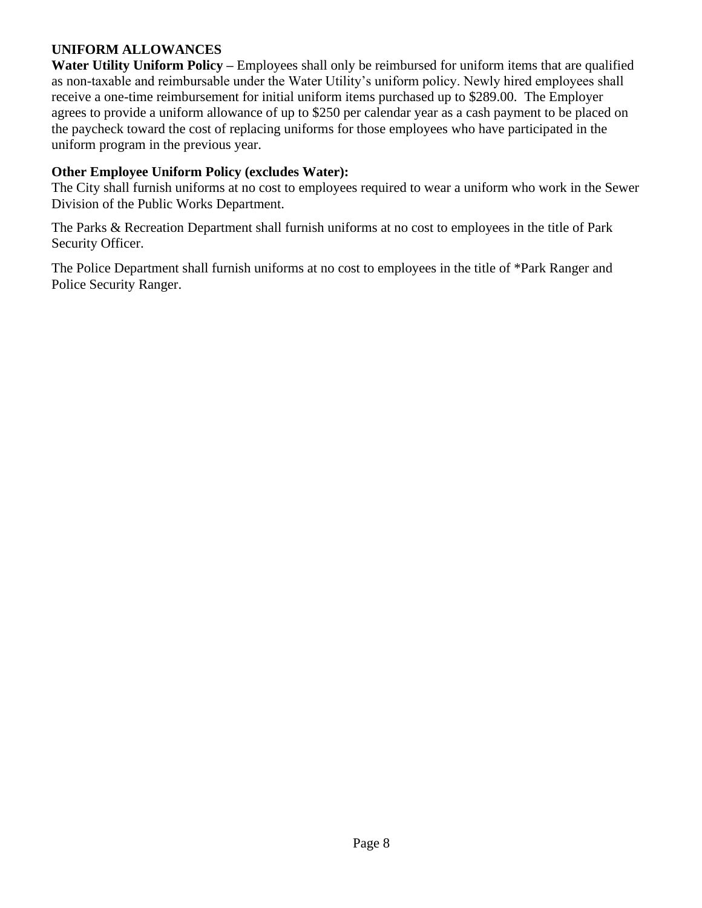## UNIFORM ALLOWANCES

**Water Utility Uniform Policy –** Employees shall only be reimbursed for uniform items that are qualified as non-taxable and reimbursable under the Water Utility's uniform policy. Newly hired employees shall receive a one-time reimbursement for initial uniform items purchased up to $289.00. The Employer agrees to provide a uniform allowance of up to $250 per calendar year as a cash payment to be placed on the paycheck toward the cost of replacing uniforms for those employees who have participated in the uniform program in the previous year.

**Other Employee Uniform Policy (excludes Water):**

The City shall furnish uniforms at no cost to employees required to wear a uniform who work in the Sewer Division of the Public Works Department.

The Parks & Recreation Department shall furnish uniforms at no cost to employees in the title of Park Security Officer.

The Police Department shall furnish uniforms at no cost to employees in the title of *Park Ranger and Police Security Ranger.